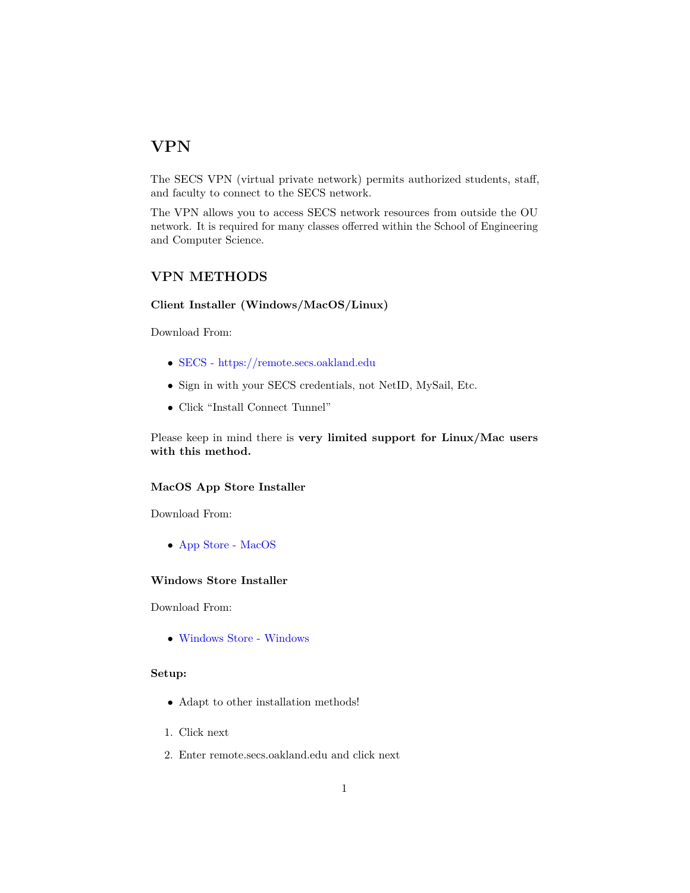# VPN

The SECS VPN (virtual private network) permits authorized students, staff, and faculty to connect to the SECS network.

The VPN allows you to access SECS network resources from outside the OU network. It is required for many classes offerred within the School of Engineering and Computer Science.

## VPN METHODS

### Client Installer (Windows/MacOS/Linux)

Download From:

- SECS - https://remote.secs.oakland.edu
- Sign in with your SECS credentials, not NetID, MySail, Etc.
- Click "Install Connect Tunnel"

Please keep in mind there is **very limited support for Linux/Mac users with this method.**

### MacOS App Store Installer

Download From:

- App Store - MacOS

### Windows Store Installer

Download From:

- Windows Store - Windows

### Setup:

- Adapt to other installation methods!

1. Click next
2. Enter remote.secs.oakland.edu and click next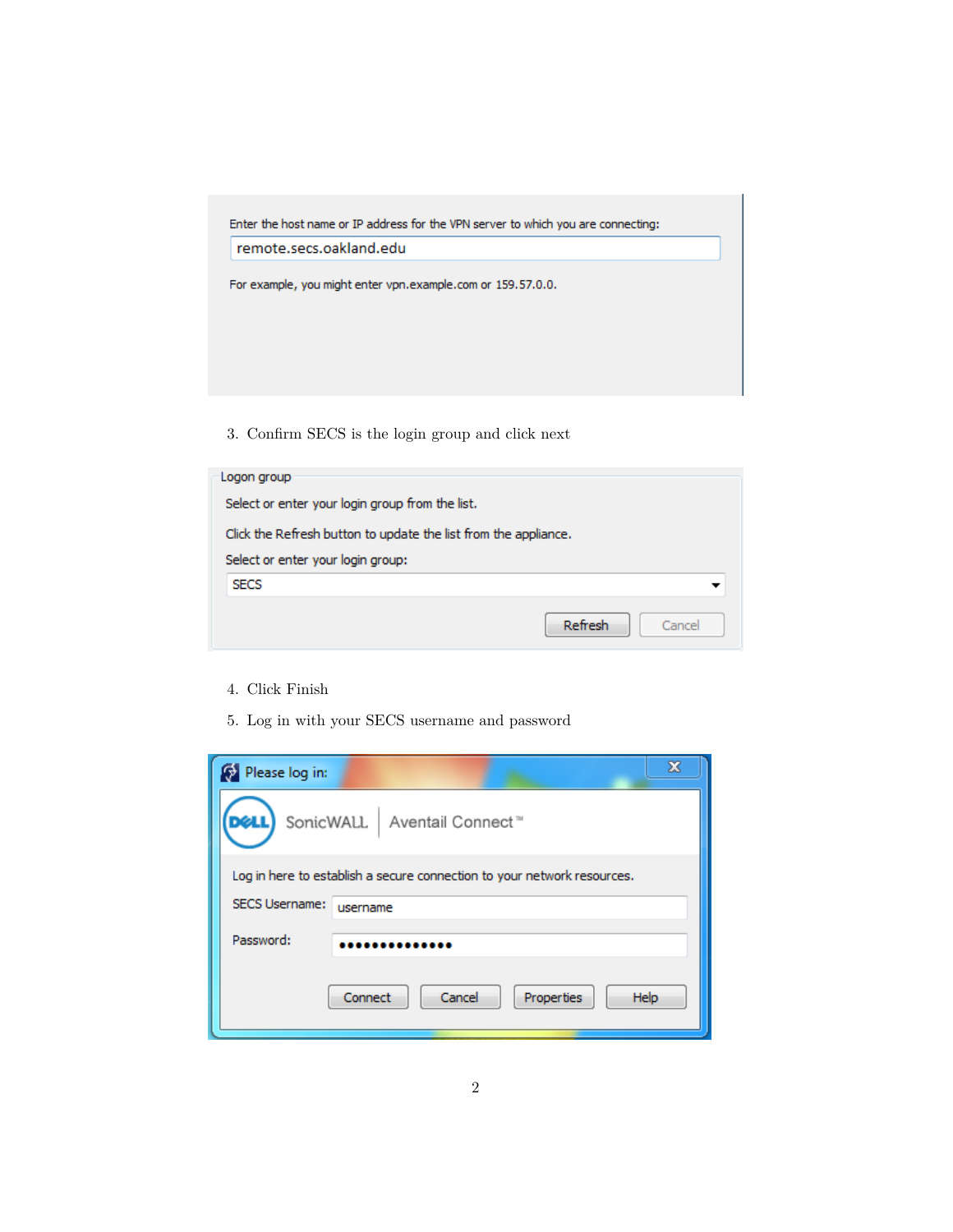Enter the host name or IP address for the VPN server to which you are connecting:

remote.secs.oakland.edu

For example, you might enter vpn.example.com or 159.57.0.0.

3. Confirm SECS is the login group and click next

Logon group

Select or enter your login group from the list.

Click the Refresh button to update the list from the appliance.

Select or enter your login group:

SECS

Refresh Cancel

4. Click Finish
5. Log in with your SECS username and password

Please log in:

DELL SonicWALL | Aventail Connect™

Log in here to establish a secure connection to your network resources.

SECS Username: username

Password: •••••••••••••••

Connect Cancel Properties Help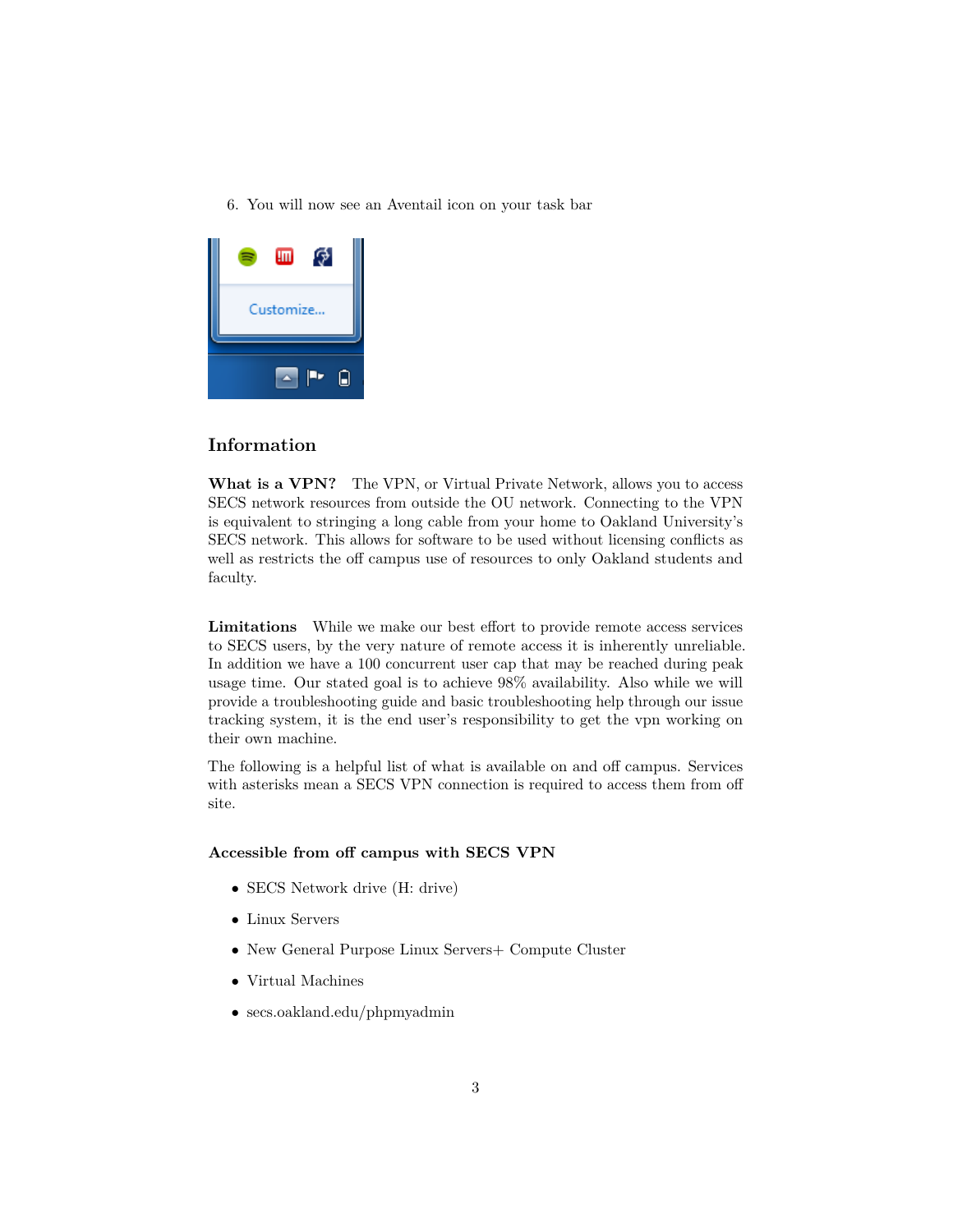6. You will now see an Aventail icon on your task bar

## Information

**What is a VPN?** The VPN, or Virtual Private Network, allows you to access SECS network resources from outside the OU network. Connecting to the VPN is equivalent to stringing a long cable from your home to Oakland University's SECS network. This allows for software to be used without licensing conflicts as well as restricts the off campus use of resources to only Oakland students and faculty.

**Limitations** While we make our best effort to provide remote access services to SECS users, by the very nature of remote access it is inherently unreliable. In addition we have a 100 concurrent user cap that may be reached during peak usage time. Our stated goal is to achieve 98% availability. Also while we will provide a troubleshooting guide and basic troubleshooting help through our issue tracking system, it is the end user's responsibility to get the vpn working on their own machine.

The following is a helpful list of what is available on and off campus. Services with asterisks mean a SECS VPN connection is required to access them from off site.

### Accessible from off campus with SECS VPN

- SECS Network drive (H: drive)
- Linux Servers
- New General Purpose Linux Servers+ Compute Cluster
- Virtual Machines
- secs.oakland.edu/phpmyadmin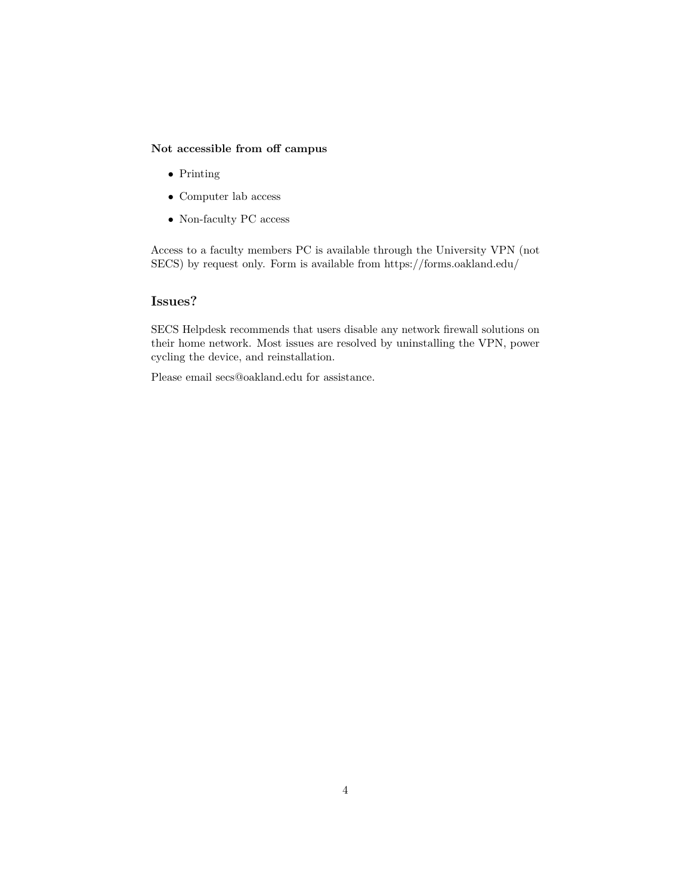**Not accessible from off campus**

- Printing
- Computer lab access
- Non-faculty PC access

Access to a faculty members PC is available through the University VPN (not SECS) by request only. Form is available from https://forms.oakland.edu/

## Issues?

SECS Helpdesk recommends that users disable any network firewall solutions on their home network. Most issues are resolved by uninstalling the VPN, power cycling the device, and reinstallation.

Please email secs@oakland.edu for assistance.